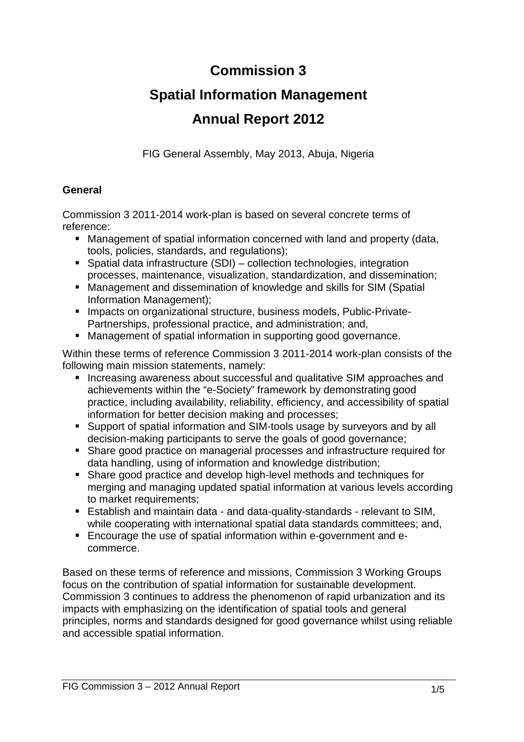# Commission 3

# Spatial Information Management

# Annual Report 2012

FIG General Assembly, May 2013, Abuja, Nigeria

### General

Commission 3 2011-2014 work-plan is based on several concrete terms of reference:

- Management of spatial information concerned with land and property (data, tools, policies, standards, and regulations);
- Spatial data infrastructure (SDI) – collection technologies, integration processes, maintenance, visualization, standardization, and dissemination;
- Management and dissemination of knowledge and skills for SIM (Spatial Information Management);
- Impacts on organizational structure, business models, Public-Private-Partnerships, professional practice, and administration; and,
- Management of spatial information in supporting good governance.

Within these terms of reference Commission 3 2011-2014 work-plan consists of the following main mission statements, namely:

- Increasing awareness about successful and qualitative SIM approaches and achievements within the "e-Society" framework by demonstrating good practice, including availability, reliability, efficiency, and accessibility of spatial information for better decision making and processes;
- Support of spatial information and SIM-tools usage by surveyors and by all decision-making participants to serve the goals of good governance;
- Share good practice on managerial processes and infrastructure required for data handling, using of information and knowledge distribution;
- Share good practice and develop high-level methods and techniques for merging and managing updated spatial information at various levels according to market requirements;
- Establish and maintain data - and data-quality-standards - relevant to SIM, while cooperating with international spatial data standards committees; and,
- Encourage the use of spatial information within e-government and e-commerce.

Based on these terms of reference and missions, Commission 3 Working Groups focus on the contribution of spatial information for sustainable development. Commission 3 continues to address the phenomenon of rapid urbanization and its impacts with emphasizing on the identification of spatial tools and general principles, norms and standards designed for good governance whilst using reliable and accessible spatial information.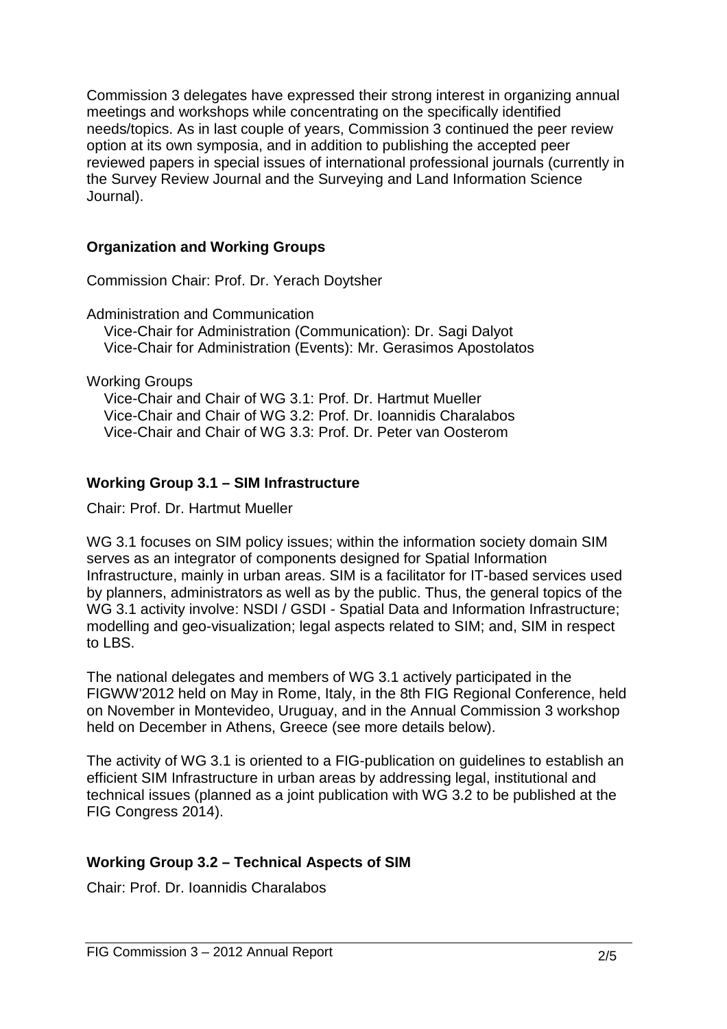Commission 3 delegates have expressed their strong interest in organizing annual meetings and workshops while concentrating on the specifically identified needs/topics. As in last couple of years, Commission 3 continued the peer review option at its own symposia, and in addition to publishing the accepted peer reviewed papers in special issues of international professional journals (currently in the Survey Review Journal and the Surveying and Land Information Science Journal).

## Organization and Working Groups

Commission Chair: Prof. Dr. Yerach Doytsher

Administration and Communication

Vice-Chair for Administration (Communication): Dr. Sagi Dalyot
Vice-Chair for Administration (Events): Mr. Gerasimos Apostolatos

Working Groups

Vice-Chair and Chair of WG 3.1: Prof. Dr. Hartmut Mueller
Vice-Chair and Chair of WG 3.2: Prof. Dr. Ioannidis Charalabos
Vice-Chair and Chair of WG 3.3: Prof. Dr. Peter van Oosterom

## Working Group 3.1 – SIM Infrastructure

Chair: Prof. Dr. Hartmut Mueller

WG 3.1 focuses on SIM policy issues; within the information society domain SIM serves as an integrator of components designed for Spatial Information Infrastructure, mainly in urban areas. SIM is a facilitator for IT-based services used by planners, administrators as well as by the public. Thus, the general topics of the WG 3.1 activity involve: NSDI / GSDI - Spatial Data and Information Infrastructure; modelling and geo-visualization; legal aspects related to SIM; and, SIM in respect to LBS.

The national delegates and members of WG 3.1 actively participated in the FIGWW'2012 held on May in Rome, Italy, in the 8th FIG Regional Conference, held on November in Montevideo, Uruguay, and in the Annual Commission 3 workshop held on December in Athens, Greece (see more details below).

The activity of WG 3.1 is oriented to a FIG-publication on guidelines to establish an efficient SIM Infrastructure in urban areas by addressing legal, institutional and technical issues (planned as a joint publication with WG 3.2 to be published at the FIG Congress 2014).

## Working Group 3.2 – Technical Aspects of SIM

Chair: Prof. Dr. Ioannidis Charalabos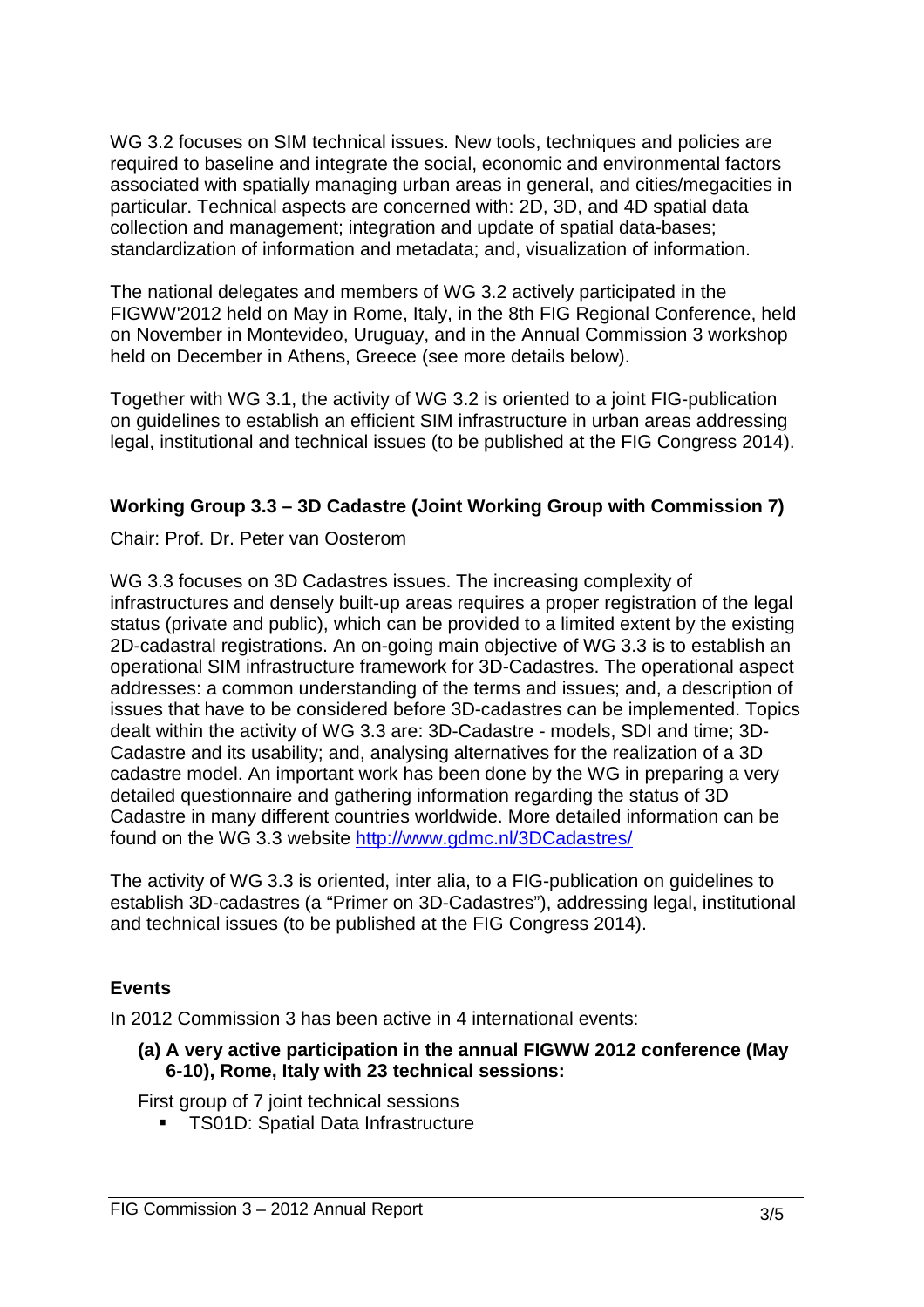WG 3.2 focuses on SIM technical issues. New tools, techniques and policies are required to baseline and integrate the social, economic and environmental factors associated with spatially managing urban areas in general, and cities/megacities in particular. Technical aspects are concerned with: 2D, 3D, and 4D spatial data collection and management; integration and update of spatial data-bases; standardization of information and metadata; and, visualization of information.

The national delegates and members of WG 3.2 actively participated in the FIGWW'2012 held on May in Rome, Italy, in the 8th FIG Regional Conference, held on November in Montevideo, Uruguay, and in the Annual Commission 3 workshop held on December in Athens, Greece (see more details below).

Together with WG 3.1, the activity of WG 3.2 is oriented to a joint FIG-publication on guidelines to establish an efficient SIM infrastructure in urban areas addressing legal, institutional and technical issues (to be published at the FIG Congress 2014).

### Working Group 3.3 – 3D Cadastre (Joint Working Group with Commission 7)

Chair: Prof. Dr. Peter van Oosterom

WG 3.3 focuses on 3D Cadastres issues. The increasing complexity of infrastructures and densely built-up areas requires a proper registration of the legal status (private and public), which can be provided to a limited extent by the existing 2D-cadastral registrations. An on-going main objective of WG 3.3 is to establish an operational SIM infrastructure framework for 3D-Cadastres. The operational aspect addresses: a common understanding of the terms and issues; and, a description of issues that have to be considered before 3D-cadastres can be implemented. Topics dealt within the activity of WG 3.3 are: 3D-Cadastre - models, SDI and time; 3D-Cadastre and its usability; and, analysing alternatives for the realization of a 3D cadastre model. An important work has been done by the WG in preparing a very detailed questionnaire and gathering information regarding the status of 3D Cadastre in many different countries worldwide. More detailed information can be found on the WG 3.3 website http://www.gdmc.nl/3DCadastres/

The activity of WG 3.3 is oriented, inter alia, to a FIG-publication on guidelines to establish 3D-cadastres (a "Primer on 3D-Cadastres"), addressing legal, institutional and technical issues (to be published at the FIG Congress 2014).

### Events

In 2012 Commission 3 has been active in 4 international events:

**(a) A very active participation in the annual FIGWW 2012 conference (May 6-10), Rome, Italy with 23 technical sessions:**

First group of 7 joint technical sessions

- TS01D: Spatial Data Infrastructure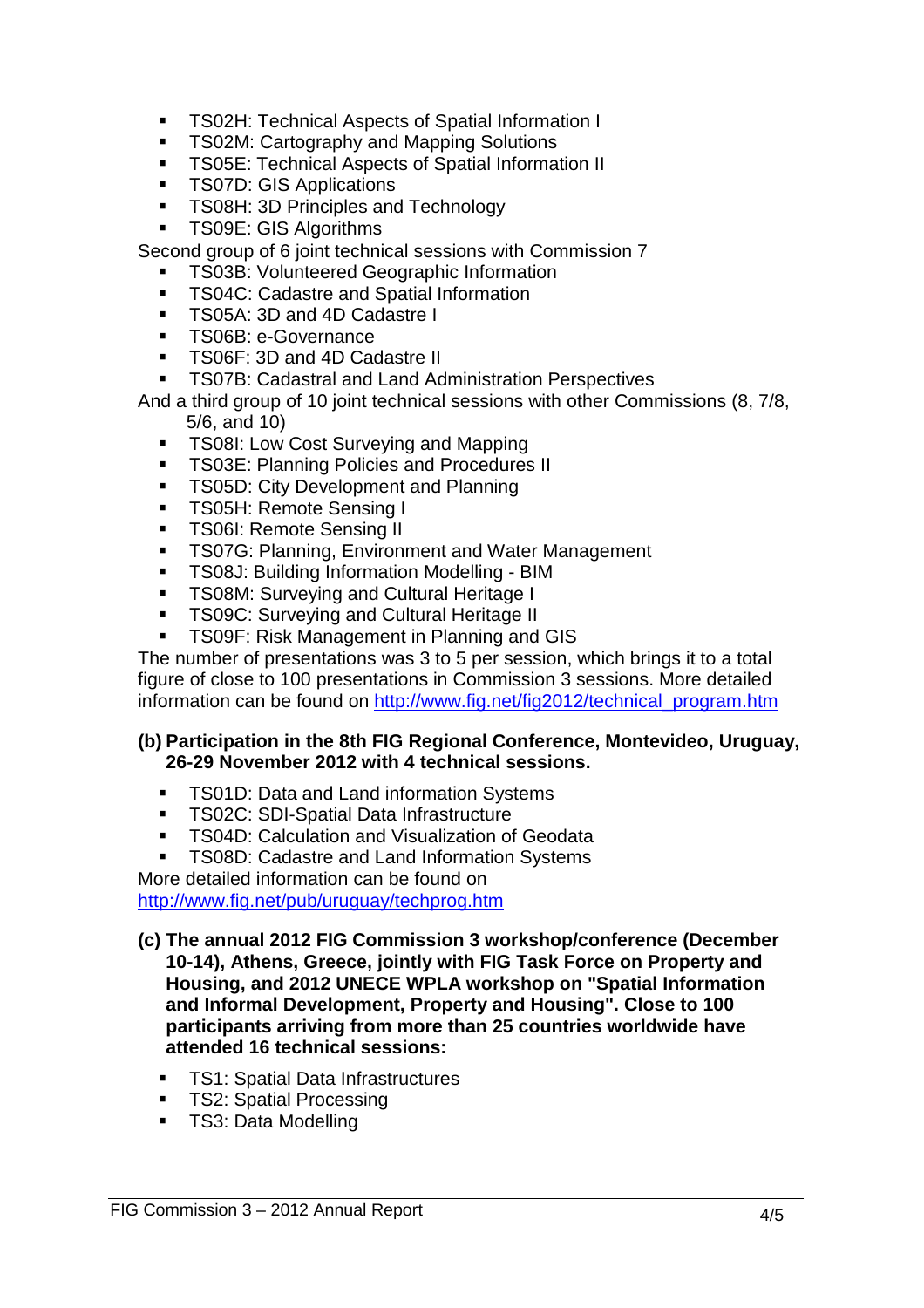- TS02H: Technical Aspects of Spatial Information I
- TS02M: Cartography and Mapping Solutions
- TS05E: Technical Aspects of Spatial Information II
- TS07D: GIS Applications
- TS08H: 3D Principles and Technology
- TS09E: GIS Algorithms

Second group of 6 joint technical sessions with Commission 7

- TS03B: Volunteered Geographic Information
- TS04C: Cadastre and Spatial Information
- TS05A: 3D and 4D Cadastre I
- TS06B: e-Governance
- TS06F: 3D and 4D Cadastre II
- TS07B: Cadastral and Land Administration Perspectives

And a third group of 10 joint technical sessions with other Commissions (8, 7/8, 5/6, and 10)

- TS08I: Low Cost Surveying and Mapping
- TS03E: Planning Policies and Procedures II
- TS05D: City Development and Planning
- TS05H: Remote Sensing I
- TS06I: Remote Sensing II
- TS07G: Planning, Environment and Water Management
- TS08J: Building Information Modelling - BIM
- TS08M: Surveying and Cultural Heritage I
- TS09C: Surveying and Cultural Heritage II
- TS09F: Risk Management in Planning and GIS

The number of presentations was 3 to 5 per session, which brings it to a total figure of close to 100 presentations in Commission 3 sessions. More detailed information can be found on http://www.fig.net/fig2012/technical_program.htm

**(b) Participation in the 8th FIG Regional Conference, Montevideo, Uruguay, 26-29 November 2012 with 4 technical sessions.**

- TS01D: Data and Land information Systems
- TS02C: SDI-Spatial Data Infrastructure
- TS04D: Calculation and Visualization of Geodata
- TS08D: Cadastre and Land Information Systems

More detailed information can be found on http://www.fig.net/pub/uruguay/techprog.htm

**(c) The annual 2012 FIG Commission 3 workshop/conference (December 10-14), Athens, Greece, jointly with FIG Task Force on Property and Housing, and 2012 UNECE WPLA workshop on "Spatial Information and Informal Development, Property and Housing". Close to 100 participants arriving from more than 25 countries worldwide have attended 16 technical sessions:**

- TS1: Spatial Data Infrastructures
- TS2: Spatial Processing
- TS3: Data Modelling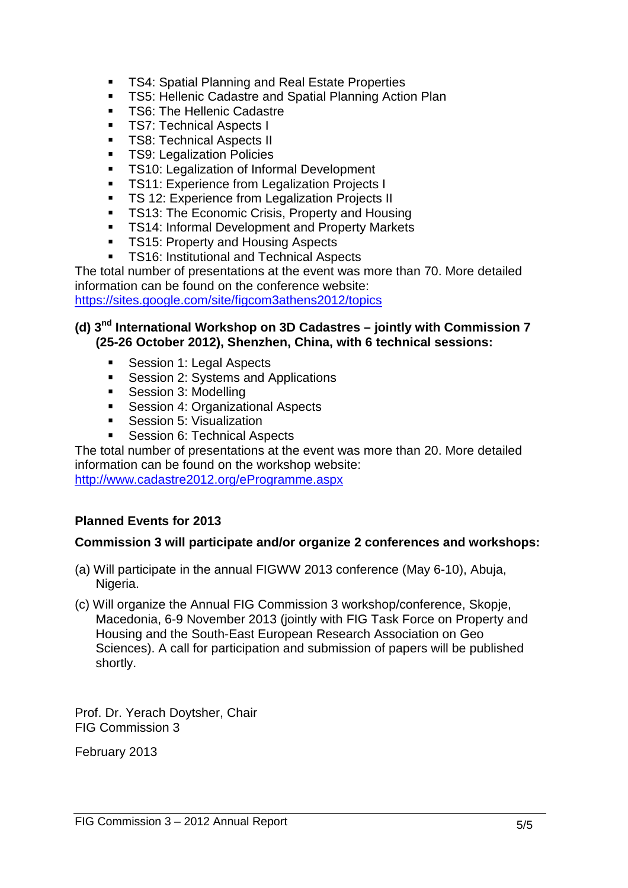- TS4: Spatial Planning and Real Estate Properties
- TS5: Hellenic Cadastre and Spatial Planning Action Plan
- TS6: The Hellenic Cadastre
- TS7: Technical Aspects I
- TS8: Technical Aspects II
- TS9: Legalization Policies
- TS10: Legalization of Informal Development
- TS11: Experience from Legalization Projects I
- TS 12: Experience from Legalization Projects II
- TS13: The Economic Crisis, Property and Housing
- TS14: Informal Development and Property Markets
- TS15: Property and Housing Aspects
- TS16: Institutional and Technical Aspects

The total number of presentations at the event was more than 70. More detailed information can be found on the conference website: https://sites.google.com/site/figcom3athens2012/topics

**(d) 3rd International Workshop on 3D Cadastres – jointly with Commission 7 (25-26 October 2012), Shenzhen, China, with 6 technical sessions:**

- Session 1: Legal Aspects
- Session 2: Systems and Applications
- Session 3: Modelling
- Session 4: Organizational Aspects
- Session 5: Visualization
- Session 6: Technical Aspects

The total number of presentations at the event was more than 20. More detailed information can be found on the workshop website: http://www.cadastre2012.org/eProgramme.aspx

**Planned Events for 2013**

**Commission 3 will participate and/or organize 2 conferences and workshops:**

(a) Will participate in the annual FIGWW 2013 conference (May 6-10), Abuja, Nigeria.

(c) Will organize the Annual FIG Commission 3 workshop/conference, Skopje, Macedonia, 6-9 November 2013 (jointly with FIG Task Force on Property and Housing and the South-East European Research Association on Geo Sciences). A call for participation and submission of papers will be published shortly.

Prof. Dr. Yerach Doytsher, Chair
FIG Commission 3

February 2013